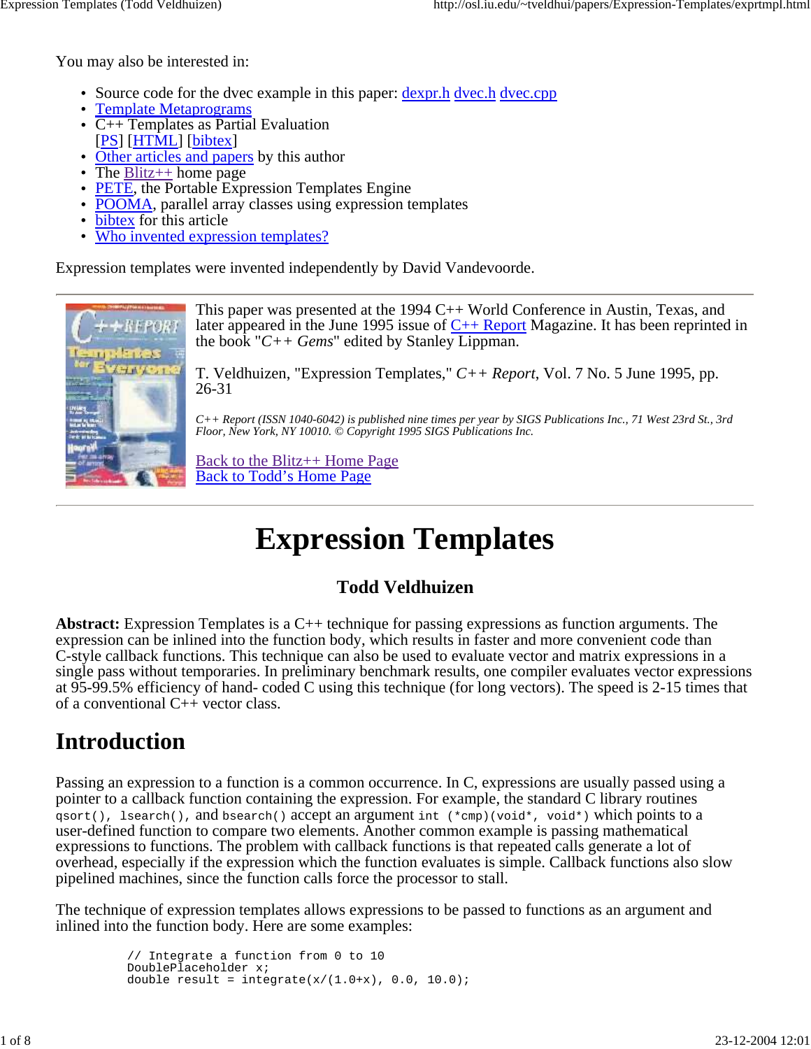You may also be interested in:

- Source code for the dvec example in this paper: dexpr.h dvec.h dvec.cpp
- Template Metaprograms
- C++ Templates as Partial Evaluation
  [PS] [HTML] [bibtex]
- Other articles and papers by this author
- The Blitz++ home page
- PETE, the Portable Expression Templates Engine
- POOMA, parallel array classes using expression templates
- bibtex for this article
- Who invented expression templates?

Expression templates were invented independently by David Vandevoorde.

---

This paper was presented at the 1994 C++ World Conference in Austin, Texas, and later appeared in the June 1995 issue of C++ Report Magazine. It has been reprinted in the book "*C++ Gems*" edited by Stanley Lippman.

T. Veldhuizen, "Expression Templates," *C++ Report*, Vol. 7 No. 5 June 1995, pp. 26-31

*C++ Report (ISSN 1040-6042) is published nine times per year by SIGS Publications Inc., 71 West 23rd St., 3rd Floor, New York, NY 10010. © Copyright 1995 SIGS Publications Inc.*

Back to the Blitz++ Home Page
Back to Todd's Home Page

---

# Expression Templates

### Todd Veldhuizen

**Abstract:** Expression Templates is a C++ technique for passing expressions as function arguments. The expression can be inlined into the function body, which results in faster and more convenient code than C-style callback functions. This technique can also be used to evaluate vector and matrix expressions in a single pass without temporaries. In preliminary benchmark results, one compiler evaluates vector expressions at 95-99.5% efficiency of hand- coded C using this technique (for long vectors). The speed is 2-15 times that of a conventional C++ vector class.

## Introduction

Passing an expression to a function is a common occurrence. In C, expressions are usually passed using a pointer to a callback function containing the expression. For example, the standard C library routines `qsort()`, `lsearch()`, and `bsearch()` accept an argument `int (*cmp)(void*, void*)` which points to a user-defined function to compare two elements. Another common example is passing mathematical expressions to functions. The problem with callback functions is that repeated calls generate a lot of overhead, especially if the expression which the function evaluates is simple. Callback functions also slow pipelined machines, since the function calls force the processor to stall.

The technique of expression templates allows expressions to be passed to functions as an argument and inlined into the function body. Here are some examples:

```
// Integrate a function from 0 to 10
DoublePlaceholder x;
double result = integrate(x/(1.0+x), 0.0, 10.0);
```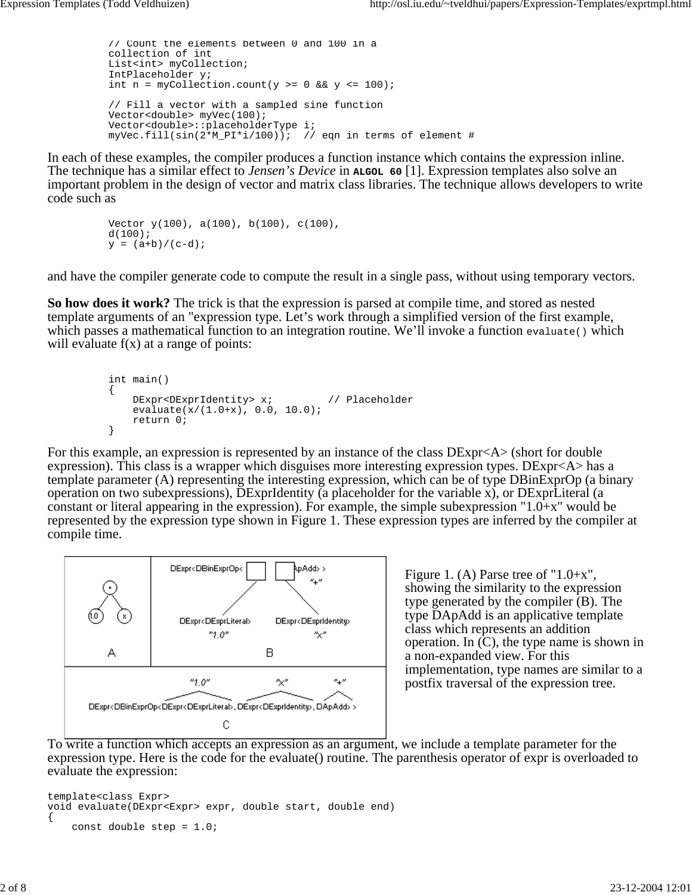```
// Count the elements between 0 and 100 in a
collection of int
List<int> myCollection;
IntPlaceholder y;
int n = myCollection.count(y >= 0 && y <= 100);

// Fill a vector with a sampled sine function
Vector<double> myVec(100);
Vector<double>::placeholderType i;
myVec.fill(sin(2*M_PI*i/100));  // eqn in terms of element #
```

In each of these examples, the compiler produces a function instance which contains the expression inline. The technique has a similar effect to *Jensen's Device* in **ALGOL 60** [1]. Expression templates also solve an important problem in the design of vector and matrix class libraries. The technique allows developers to write code such as

```
Vector y(100), a(100), b(100), c(100),
d(100);
y = (a+b)/(c-d);
```

and have the compiler generate code to compute the result in a single pass, without using temporary vectors.

**So how does it work?** The trick is that the expression is parsed at compile time, and stored as nested template arguments of an "expression type. Let's work through a simplified version of the first example, which passes a mathematical function to an integration routine. We'll invoke a function `evaluate()` which will evaluate f(x) at a range of points:

```
int main()
{
    DExpr<DExprIdentity> x;         // Placeholder
    evaluate(x/(1.0+x), 0.0, 10.0);
    return 0;
}
```

For this example, an expression is represented by an instance of the class DExpr<A> (short for double expression). This class is a wrapper which disguises more interesting expression types. DExpr<A> has a template parameter (A) representing the interesting expression, which can be of type DBinExprOp (a binary operation on two subexpressions), DExprIdentity (a placeholder for the variable x), or DExprLiteral (a constant or literal appearing in the expression). For example, the simple subexpression "1.0+x" would be represented by the expression type shown in Figure 1. These expression types are inferred by the compiler at compile time.

Figure 1. (A) Parse tree of "1.0+x", showing the similarity to the expression type generated by the compiler (B). The type DApAdd is an applicative template class which represents an addition operation. In (C), the type name is shown in a non-expanded view. For this implementation, type names are similar to a postfix traversal of the expression tree.

To write a function which accepts an expression as an argument, we include a template parameter for the expression type. Here is the code for the evaluate() routine. The parenthesis operator of expr is overloaded to evaluate the expression:

```
template<class Expr>
void evaluate(DExpr<Expr> expr, double start, double end)
{
    const double step = 1.0;
```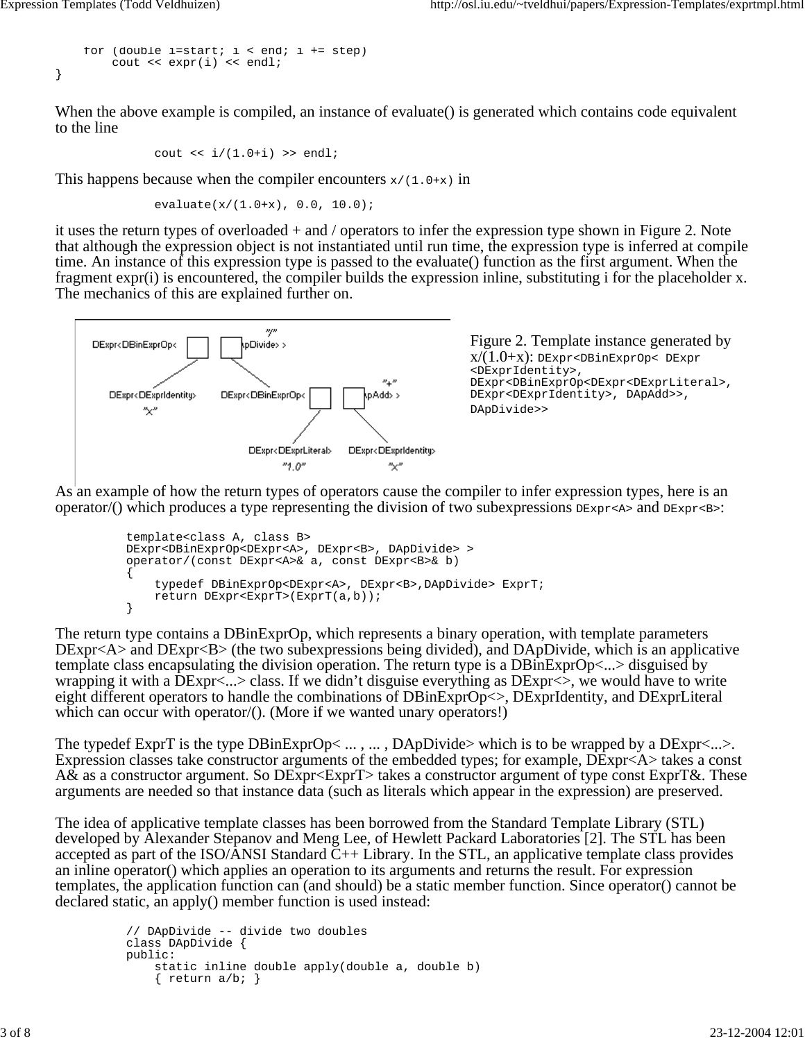```
    for (double i=start; i < end; i += step)
        cout << expr(i) << endl;
}
```

When the above example is compiled, an instance of evaluate() is generated which contains code equivalent to the line

```
cout << i/(1.0+i) >> endl;
```

This happens because when the compiler encounters `x/(1.0+x)` in

```
evaluate(x/(1.0+x), 0.0, 10.0);
```

it uses the return types of overloaded + and / operators to infer the expression type shown in Figure 2. Note that although the expression object is not instantiated until run time, the expression type is inferred at compile time. An instance of this expression type is passed to the evaluate() function as the first argument. When the fragment expr(i) is encountered, the compiler builds the expression inline, substituting i for the placeholder x. The mechanics of this are explained further on.

Figure 2. Template instance generated by x/(1.0+x): `DExpr<DBinExprOp< DExpr<DExprIdentity>, DExpr<DBinExprOp<DExpr<DExprLiteral>, DExpr<DExprIdentity>, DApAdd>>, DApDivide>>`

As an example of how the return types of operators cause the compiler to infer expression types, here is an operator/() which produces a type representing the division of two subexpressions `DExpr<A>` and `DExpr<B>`:

```
template<class A, class B>
DExpr<DBinExprOp<DExpr<A>, DExpr<B>, DApDivide> >
operator/(const DExpr<A>& a, const DExpr<B>& b)
{
    typedef DBinExprOp<DExpr<A>, DExpr<B>,DApDivide> ExprT;
    return DExpr<ExprT>(ExprT(a,b));
}
```

The return type contains a DBinExprOp, which represents a binary operation, with template parameters DExpr<A> and DExpr<B> (the two subexpressions being divided), and DApDivide, which is an applicative template class encapsulating the division operation. The return type is a DBinExprOp<...> disguised by wrapping it with a DExpr<...> class. If we didn't disguise everything as DExpr<>, we would have to write eight different operators to handle the combinations of DBinExprOp<>, DExprIdentity, and DExprLiteral which can occur with operator/(). (More if we wanted unary operators!)

The typedef ExprT is the type DBinExprOp< ... , ... , DApDivide> which is to be wrapped by a DExpr<...>. Expression classes take constructor arguments of the embedded types; for example, DExpr<A> takes a const A& as a constructor argument. So DExpr<ExprT> takes a constructor argument of type const ExprT&. These arguments are needed so that instance data (such as literals which appear in the expression) are preserved.

The idea of applicative template classes has been borrowed from the Standard Template Library (STL) developed by Alexander Stepanov and Meng Lee, of Hewlett Packard Laboratories [2]. The STL has been accepted as part of the ISO/ANSI Standard C++ Library. In the STL, an applicative template class provides an inline operator() which applies an operation to its arguments and returns the result. For expression templates, the application function can (and should) be a static member function. Since operator() cannot be declared static, an apply() member function is used instead:

```
// DApDivide -- divide two doubles
class DApDivide {
public:
    static inline double apply(double a, double b)
    { return a/b; }
```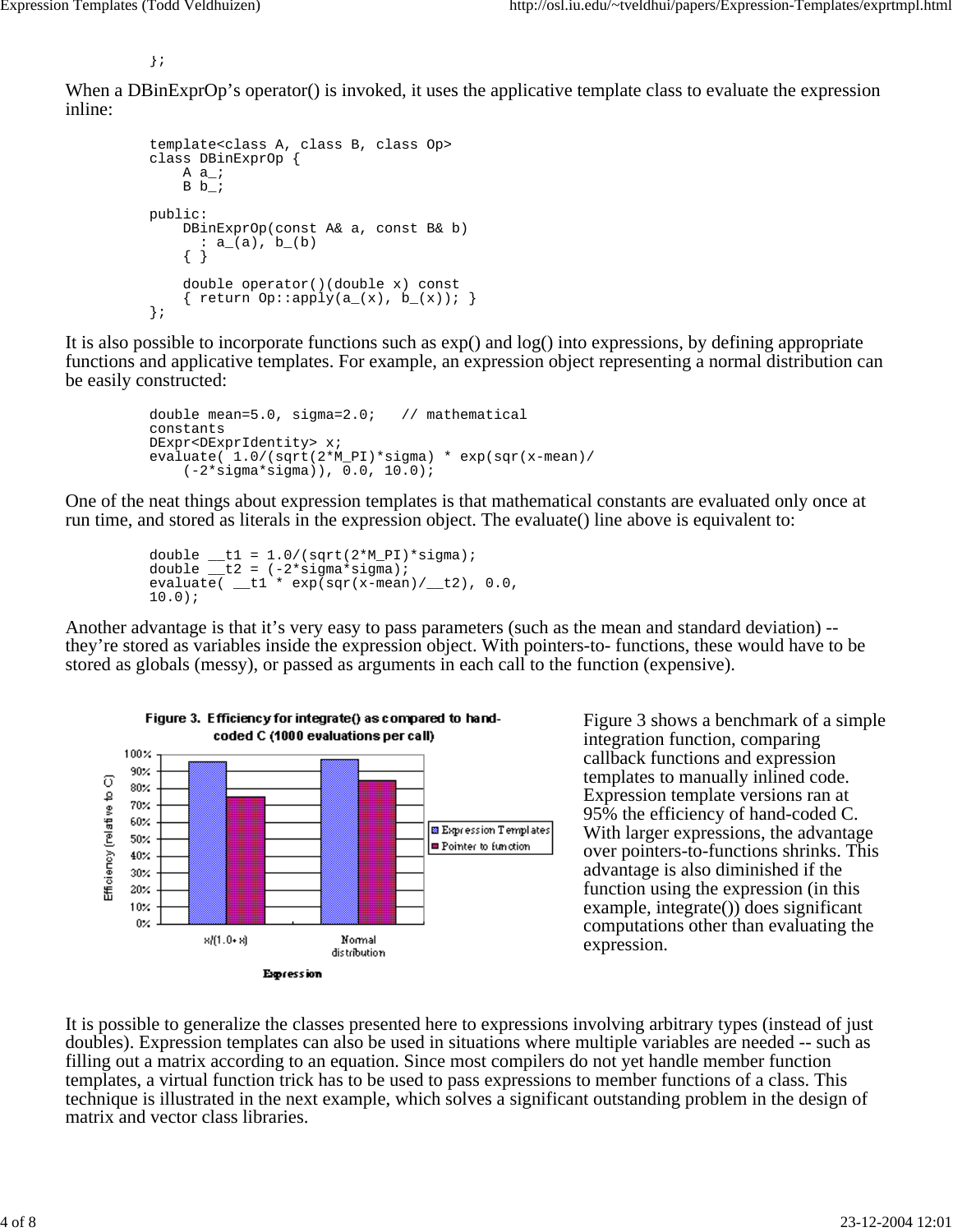```
};
```

When a DBinExprOp's operator() is invoked, it uses the applicative template class to evaluate the expression inline:

```
template<class A, class B, class Op>
class DBinExprOp {
    A a_;
    B b_;

public:
    DBinExprOp(const A& a, const B& b)
      : a_(a), b_(b)
    { }

    double operator()(double x) const
    { return Op::apply(a_(x), b_(x)); }
};
```

It is also possible to incorporate functions such as exp() and log() into expressions, by defining appropriate functions and applicative templates. For example, an expression object representing a normal distribution can be easily constructed:

```
double mean=5.0, sigma=2.0;   // mathematical
constants
DExpr<DExprIdentity> x;
evaluate( 1.0/(sqrt(2*M_PI)*sigma) * exp(sqr(x-mean)/
    (-2*sigma*sigma)), 0.0, 10.0);
```

One of the neat things about expression templates is that mathematical constants are evaluated only once at run time, and stored as literals in the expression object. The evaluate() line above is equivalent to:

```
double __t1 = 1.0/(sqrt(2*M_PI)*sigma);
double __t2 = (-2*sigma*sigma);
evaluate( __t1 * exp(sqr(x-mean)/__t2), 0.0,
10.0);
```

Another advantage is that it's very easy to pass parameters (such as the mean and standard deviation) -- they're stored as variables inside the expression object. With pointers-to- functions, these would have to be stored as globals (messy), or passed as arguments in each call to the function (expensive).

**Figure 3. Efficiency for integrate() as compared to hand-coded C (1000 evaluations per call)**

| Expression | Expression Templates | Pointer to function |
|---|---|---|
| x/(1.0+x) | ~95% | ~75% |
| Normal distribution | ~96% | ~84% |

Figure 3 shows a benchmark of a simple integration function, comparing callback functions and expression templates to manually inlined code. Expression template versions ran at 95% the efficiency of hand-coded C. With larger expressions, the advantage over pointers-to-functions shrinks. This advantage is also diminished if the function using the expression (in this example, integrate()) does significant computations other than evaluating the expression.

It is possible to generalize the classes presented here to expressions involving arbitrary types (instead of just doubles). Expression templates can also be used in situations where multiple variables are needed -- such as filling out a matrix according to an equation. Since most compilers do not yet handle member function templates, a virtual function trick has to be used to pass expressions to member functions of a class. This technique is illustrated in the next example, which solves a significant outstanding problem in the design of matrix and vector class libraries.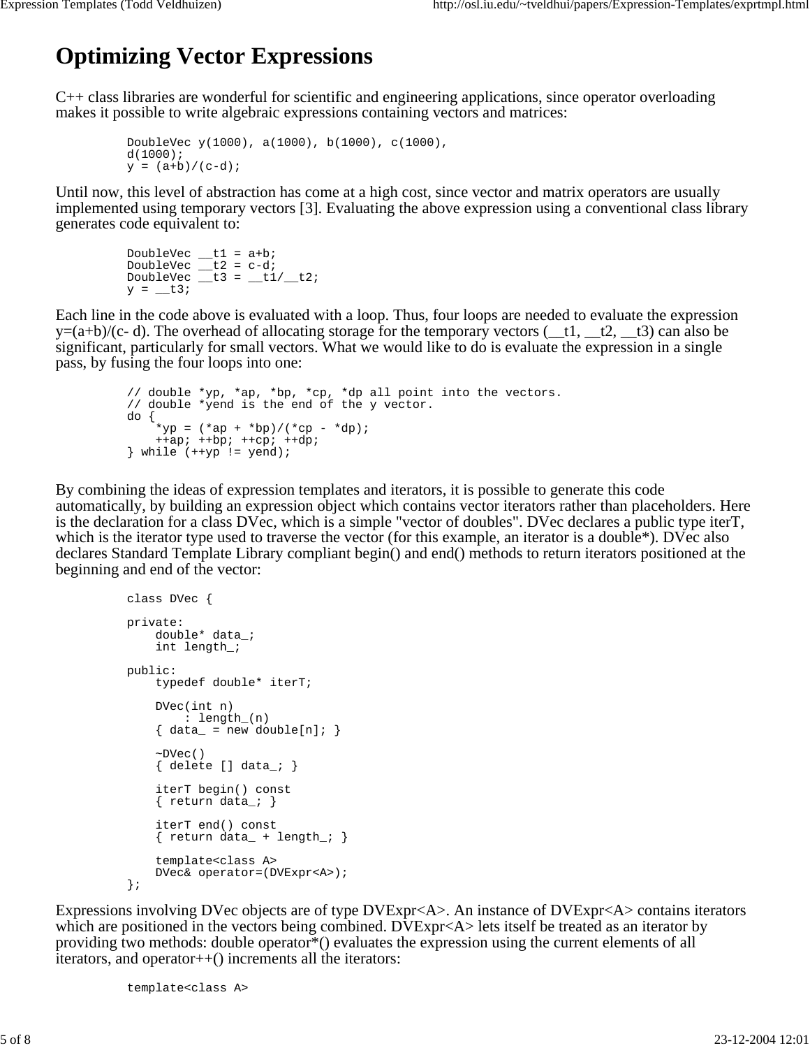# Optimizing Vector Expressions

C++ class libraries are wonderful for scientific and engineering applications, since operator overloading makes it possible to write algebraic expressions containing vectors and matrices:

```
DoubleVec y(1000), a(1000), b(1000), c(1000),
d(1000);
y = (a+b)/(c-d);
```

Until now, this level of abstraction has come at a high cost, since vector and matrix operators are usually implemented using temporary vectors [3]. Evaluating the above expression using a conventional class library generates code equivalent to:

```
DoubleVec __t1 = a+b;
DoubleVec __t2 = c-d;
DoubleVec __t3 = __t1/__t2;
y = __t3;
```

Each line in the code above is evaluated with a loop. Thus, four loops are needed to evaluate the expression y=(a+b)/(c- d). The overhead of allocating storage for the temporary vectors (__t1, __t2, __t3) can also be significant, particularly for small vectors. What we would like to do is evaluate the expression in a single pass, by fusing the four loops into one:

```
// double *yp, *ap, *bp, *cp, *dp all point into the vectors.
// double *yend is the end of the y vector.
do {
    *yp = (*ap + *bp)/(*cp - *dp);
    ++ap; ++bp; ++cp; ++dp;
} while (++yp != yend);
```

By combining the ideas of expression templates and iterators, it is possible to generate this code automatically, by building an expression object which contains vector iterators rather than placeholders. Here is the declaration for a class DVec, which is a simple "vector of doubles". DVec declares a public type iterT, which is the iterator type used to traverse the vector (for this example, an iterator is a double*). DVec also declares Standard Template Library compliant begin() and end() methods to return iterators positioned at the beginning and end of the vector:

```
class DVec {

private:
    double* data_;
    int length_;

public:
    typedef double* iterT;

    DVec(int n)
        : length_(n)
    { data_ = new double[n]; }

    ~DVec()
    { delete [] data_; }

    iterT begin() const
    { return data_; }

    iterT end() const
    { return data_ + length_; }

    template<class A>
    DVec& operator=(DVExpr<A>);
};
```

Expressions involving DVec objects are of type DVExpr<A>. An instance of DVExpr<A> contains iterators which are positioned in the vectors being combined. DVExpr<A> lets itself be treated as an iterator by providing two methods: double operator*() evaluates the expression using the current elements of all iterators, and operator++() increments all the iterators:

```
template<class A>
```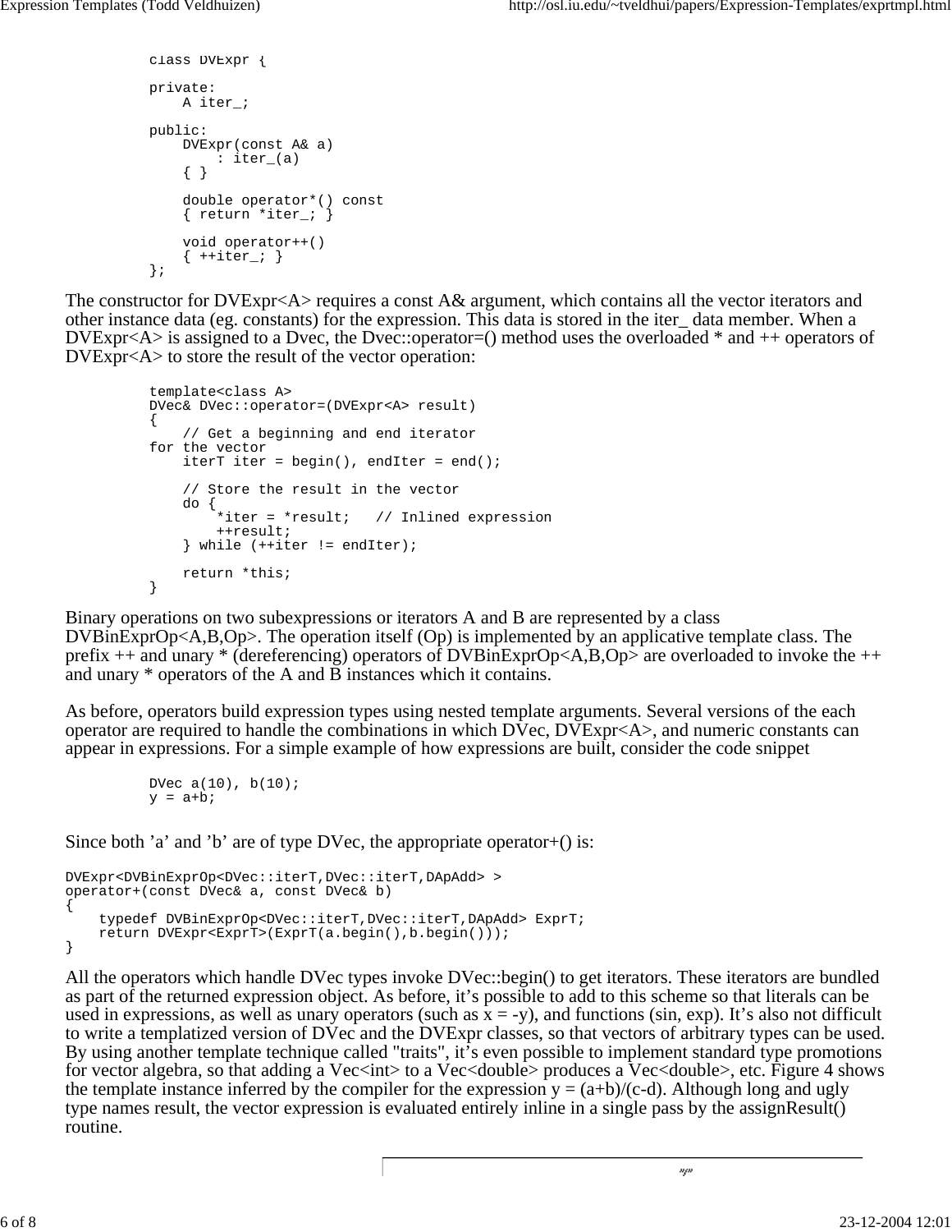```
class DVExpr {

private:
    A iter_;

public:
    DVExpr(const A& a)
        : iter_(a)
    { }

    double operator*() const
    { return *iter_; }

    void operator++()
    { ++iter_; }
};
```

The constructor for DVExpr<A> requires a const A& argument, which contains all the vector iterators and other instance data (eg. constants) for the expression. This data is stored in the iter_ data member. When a DVExpr<A> is assigned to a Dvec, the Dvec::operator=() method uses the overloaded * and ++ operators of DVExpr<A> to store the result of the vector operation:

```
template<class A>
DVec& DVec::operator=(DVExpr<A> result)
{
    // Get a beginning and end iterator
for the vector
    iterT iter = begin(), endIter = end();

    // Store the result in the vector
    do {
        *iter = *result;   // Inlined expression
        ++result;
    } while (++iter != endIter);

    return *this;
}
```

Binary operations on two subexpressions or iterators A and B are represented by a class DVBinExprOp<A,B,Op>. The operation itself (Op) is implemented by an applicative template class. The prefix ++ and unary * (dereferencing) operators of DVBinExprOp<A,B,Op> are overloaded to invoke the ++ and unary * operators of the A and B instances which it contains.

As before, operators build expression types using nested template arguments. Several versions of the each operator are required to handle the combinations in which DVec, DVExpr<A>, and numeric constants can appear in expressions. For a simple example of how expressions are built, consider the code snippet

```
DVec a(10), b(10);
y = a+b;
```

Since both 'a' and 'b' are of type DVec, the appropriate operator+() is:

```
DVExpr<DVBinExprOp<DVec::iterT,DVec::iterT,DApAdd> >
operator+(const DVec& a, const DVec& b)
{
    typedef DVBinExprOp<DVec::iterT,DVec::iterT,DApAdd> ExprT;
    return DVExpr<ExprT>(ExprT(a.begin(),b.begin()));
}
```

All the operators which handle DVec types invoke DVec::begin() to get iterators. These iterators are bundled as part of the returned expression object. As before, it's possible to add to this scheme so that literals can be used in expressions, as well as unary operators (such as x = -y), and functions (sin, exp). It's also not difficult to write a templatized version of DVec and the DVExpr classes, so that vectors of arbitrary types can be used. By using another template technique called "traits", it's even possible to implement standard type promotions for vector algebra, so that adding a Vec<int> to a Vec<double> produces a Vec<double>, etc. Figure 4 shows the template instance inferred by the compiler for the expression y = (a+b)/(c-d). Although long and ugly type names result, the vector expression is evaluated entirely inline in a single pass by the assignResult() routine.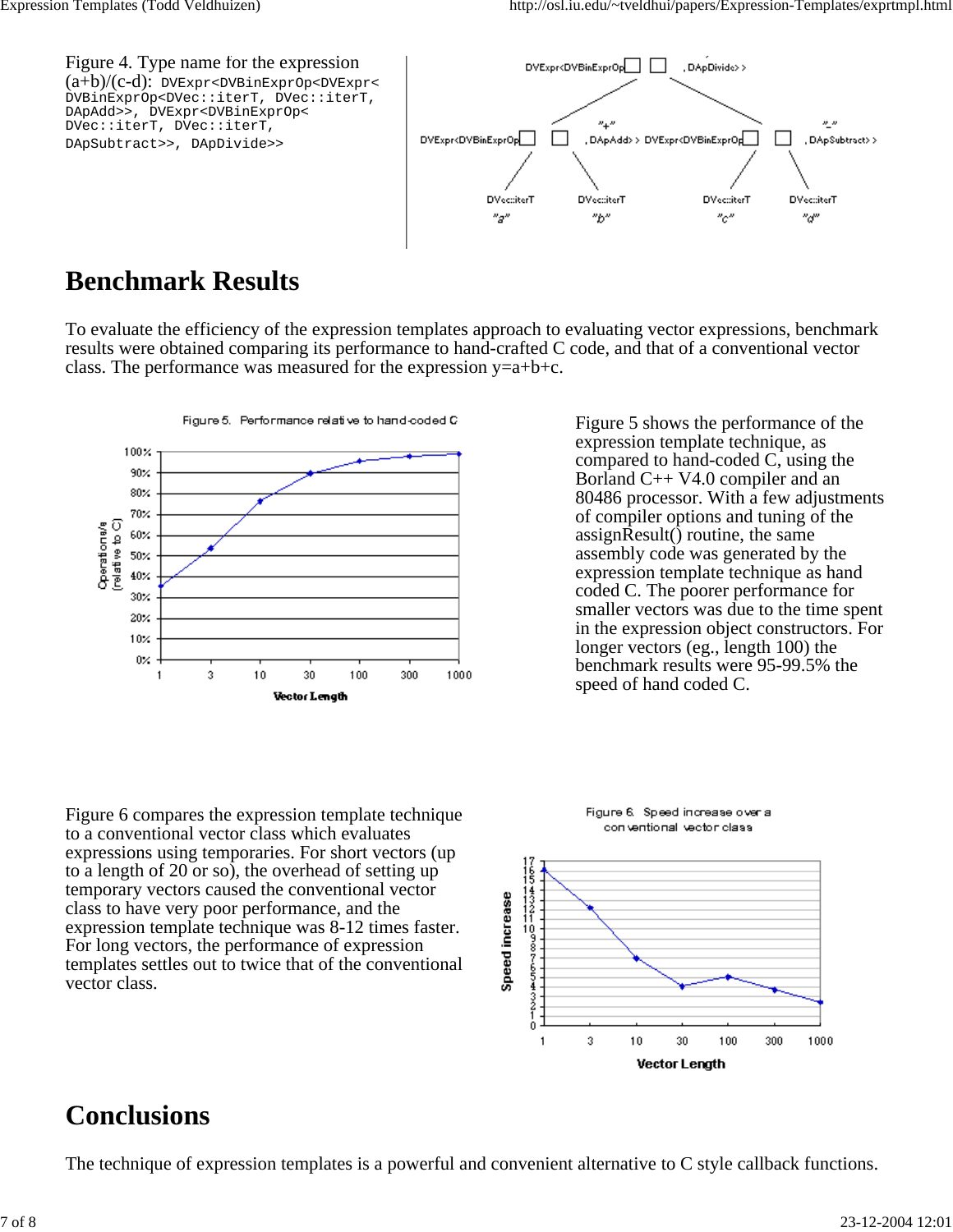Figure 4. Type name for the expression (a+b)/(c-d): `DVExpr<DVBinExprOp<DVExpr<DVBinExprOp<DVec::iterT, DVec::iterT, DApAdd>>, DVExpr<DVBinExprOp<DVec::iterT, DVec::iterT, DApSubtract>>, DApDivide>>`

## Benchmark Results

To evaluate the efficiency of the expression templates approach to evaluating vector expressions, benchmark results were obtained comparing its performance to hand-crafted C code, and that of a conventional vector class. The performance was measured for the expression y=a+b+c.

Figure 5. Performance relative to hand-coded C

Figure 5 shows the performance of the expression template technique, as compared to hand-coded C, using the Borland C++ V4.0 compiler and an 80486 processor. With a few adjustments of compiler options and tuning of the assignResult() routine, the same assembly code was generated by the expression template technique as hand coded C. The poorer performance for smaller vectors was due to the time spent in the expression object constructors. For longer vectors (eg., length 100) the benchmark results were 95-99.5% the speed of hand coded C.

Figure 6 compares the expression template technique to a conventional vector class which evaluates expressions using temporaries. For short vectors (up to a length of 20 or so), the overhead of setting up temporary vectors caused the conventional vector class to have very poor performance, and the expression template technique was 8-12 times faster. For long vectors, the performance of expression templates settles out to twice that of the conventional vector class.

Figure 6. Speed increase over a conventional vector class

## Conclusions

The technique of expression templates is a powerful and convenient alternative to C style callback functions.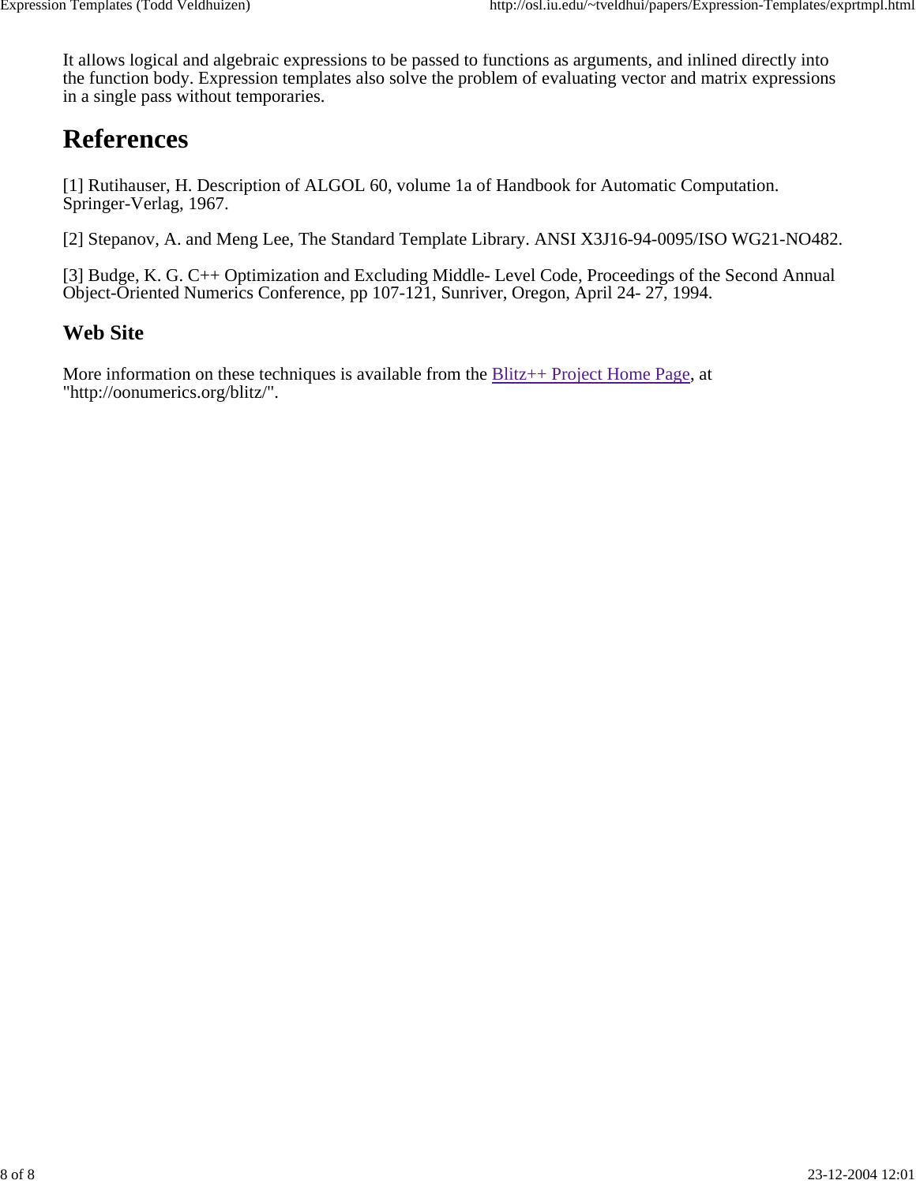It allows logical and algebraic expressions to be passed to functions as arguments, and inlined directly into the function body. Expression templates also solve the problem of evaluating vector and matrix expressions in a single pass without temporaries.

# References

[1] Rutihauser, H. Description of ALGOL 60, volume 1a of Handbook for Automatic Computation. Springer-Verlag, 1967.

[2] Stepanov, A. and Meng Lee, The Standard Template Library. ANSI X3J16-94-0095/ISO WG21-NO482.

[3] Budge, K. G. C++ Optimization and Excluding Middle- Level Code, Proceedings of the Second Annual Object-Oriented Numerics Conference, pp 107-121, Sunriver, Oregon, April 24- 27, 1994.

## Web Site

More information on these techniques is available from the Blitz++ Project Home Page, at "http://oonumerics.org/blitz/".